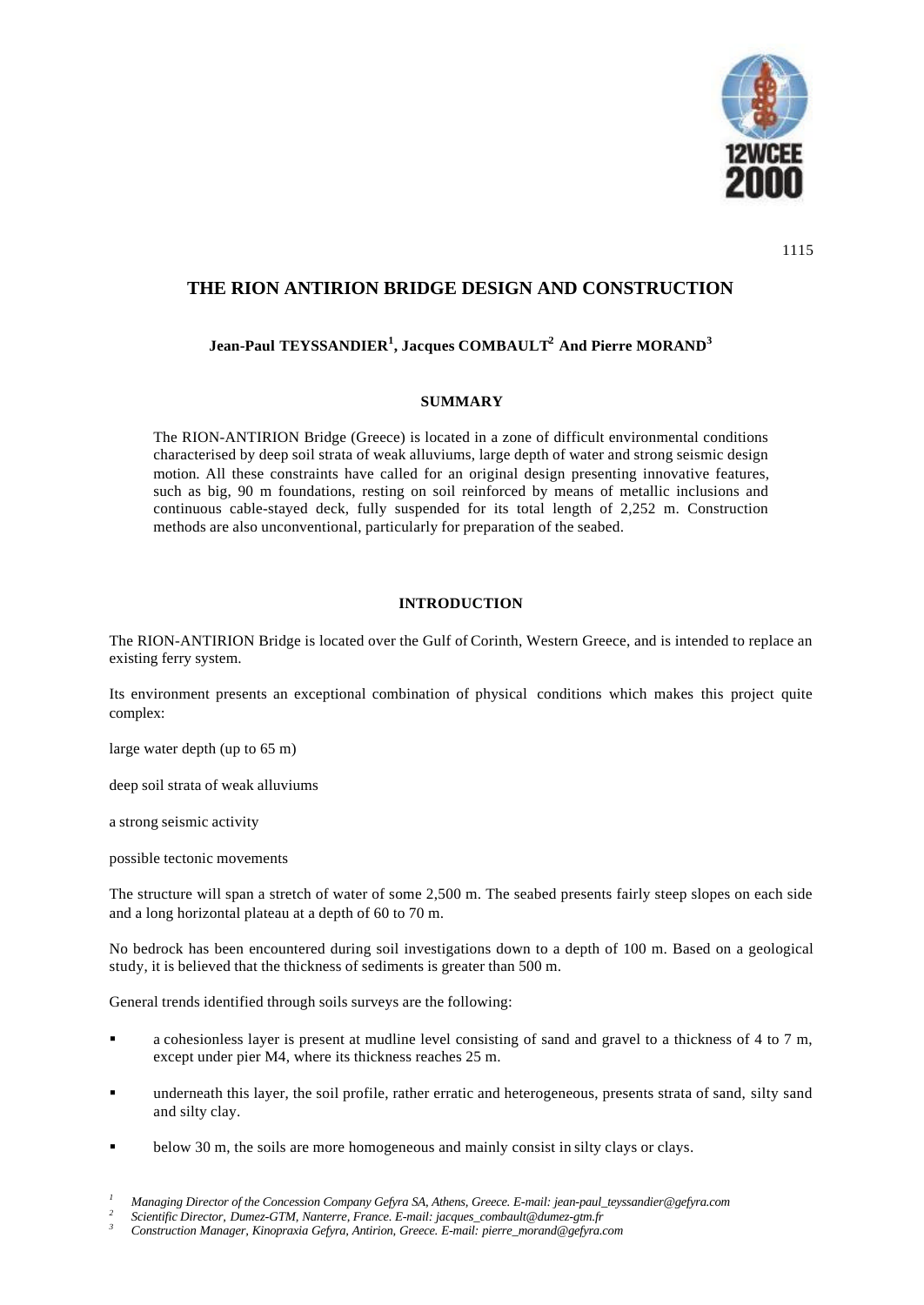# THE RION ANTIRION BRIDGE DESIGN AND CONSTRUCTION

**Jean-Paul TEYSSANDIER[1], Jacques COMBAULT[2] And Pierre MORAND[3]**

## SUMMARY

The RION-ANTIRION Bridge (Greece) is located in a zone of difficult environmental conditions characterised by deep soil strata of weak alluviums, large depth of water and strong seismic design motion. All these constraints have called for an original design presenting innovative features, such as big, 90 m foundations, resting on soil reinforced by means of metallic inclusions and continuous cable-stayed deck, fully suspended for its total length of 2,252 m. Construction methods are also unconventional, particularly for preparation of the seabed.

## INTRODUCTION

The RION-ANTIRION Bridge is located over the Gulf of Corinth, Western Greece, and is intended to replace an existing ferry system.

Its environment presents an exceptional combination of physical conditions which makes this project quite complex:

large water depth (up to 65 m)

deep soil strata of weak alluviums

a strong seismic activity

possible tectonic movements

The structure will span a stretch of water of some 2,500 m. The seabed presents fairly steep slopes on each side and a long horizontal plateau at a depth of 60 to 70 m.

No bedrock has been encountered during soil investigations down to a depth of 100 m. Based on a geological study, it is believed that the thickness of sediments is greater than 500 m.

General trends identified through soils surveys are the following:

- a cohesionless layer is present at mudline level consisting of sand and gravel to a thickness of 4 to 7 m, except under pier M4, where its thickness reaches 25 m.
- underneath this layer, the soil profile, rather erratic and heterogeneous, presents strata of sand, silty sand and silty clay.
- below 30 m, the soils are more homogeneous and mainly consist in silty clays or clays.

[1] *Managing Director of the Concession Company Gefyra SA, Athens, Greece. E-mail: jean-paul_teyssandier@gefyra.com*
[2] *Scientific Director, Dumez-GTM, Nanterre, France. E-mail: jacques_combault@dumez-gtm.fr*
[3] *Construction Manager, Kinopraxia Gefyra, Antirion, Greece. E-mail: pierre_morand@gefyra.com*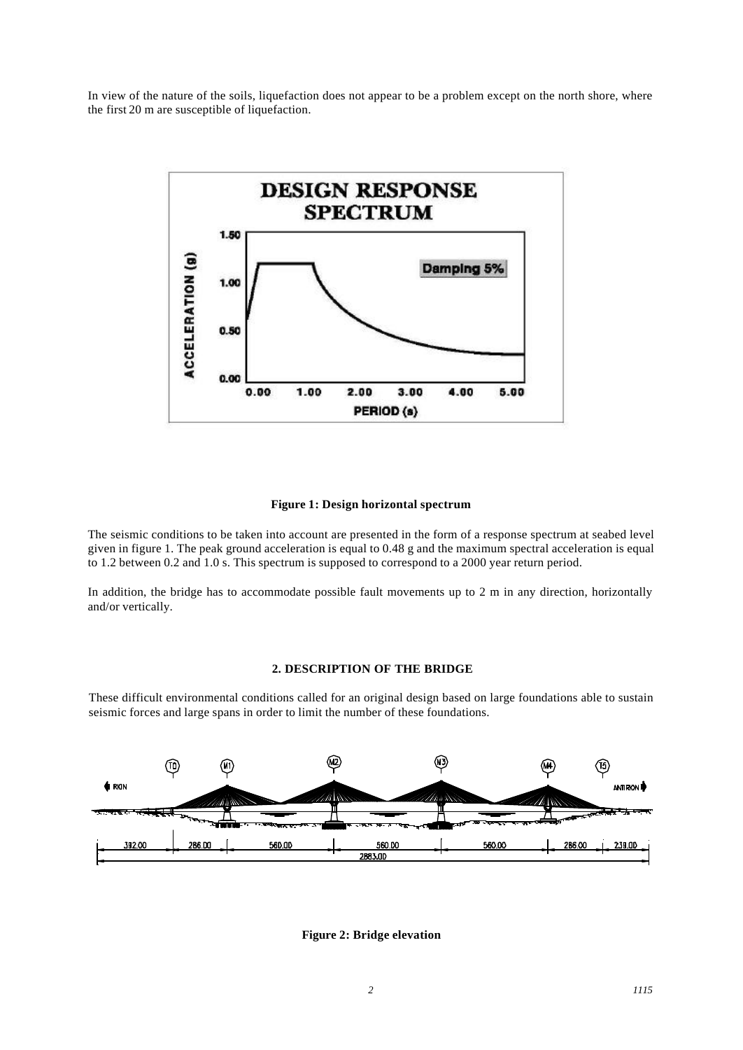In view of the nature of the soils, liquefaction does not appear to be a problem except on the north shore, where the first 20 m are susceptible of liquefaction.

**Figure 1: Design horizontal spectrum**

The seismic conditions to be taken into account are presented in the form of a response spectrum at seabed level given in figure 1. The peak ground acceleration is equal to 0.48 g and the maximum spectral acceleration is equal to 1.2 between 0.2 and 1.0 s. This spectrum is supposed to correspond to a 2000 year return period.

In addition, the bridge has to accommodate possible fault movements up to 2 m in any direction, horizontally and/or vertically.

## 2. DESCRIPTION OF THE BRIDGE

These difficult environmental conditions called for an original design based on large foundations able to sustain seismic forces and large spans in order to limit the number of these foundations.

**Figure 2: Bridge elevation**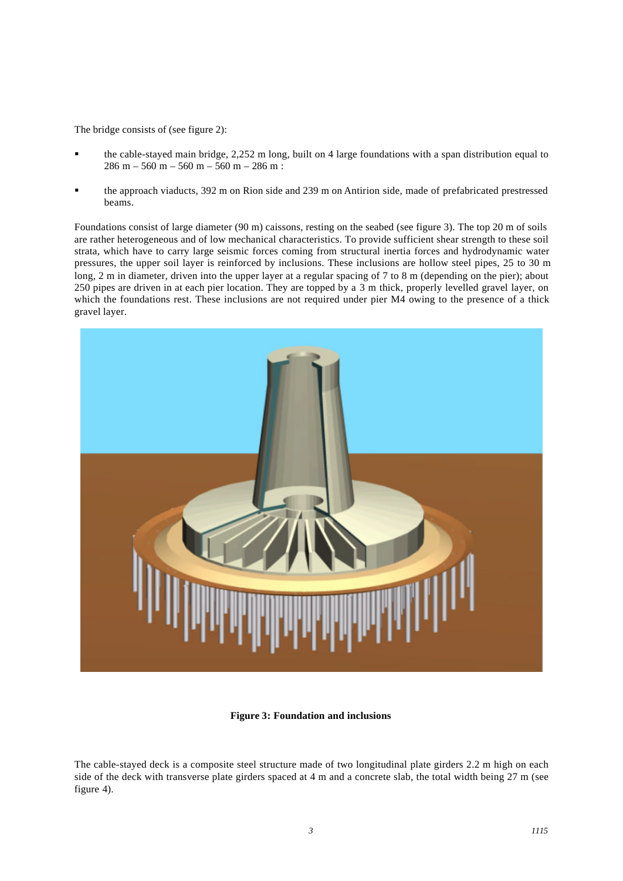The bridge consists of (see figure 2):

- the cable-stayed main bridge, 2,252 m long, built on 4 large foundations with a span distribution equal to 286 m – 560 m – 560 m – 560 m – 286 m :
- the approach viaducts, 392 m on Rion side and 239 m on Antirion side, made of prefabricated prestressed beams.

Foundations consist of large diameter (90 m) caissons, resting on the seabed (see figure 3). The top 20 m of soils are rather heterogeneous and of low mechanical characteristics. To provide sufficient shear strength to these soil strata, which have to carry large seismic forces coming from structural inertia forces and hydrodynamic water pressures, the upper soil layer is reinforced by inclusions. These inclusions are hollow steel pipes, 25 to 30 m long, 2 m in diameter, driven into the upper layer at a regular spacing of 7 to 8 m (depending on the pier); about 250 pipes are driven in at each pier location. They are topped by a 3 m thick, properly levelled gravel layer, on which the foundations rest. These inclusions are not required under pier M4 owing to the presence of a thick gravel layer.

**Figure 3: Foundation and inclusions**

The cable-stayed deck is a composite steel structure made of two longitudinal plate girders 2.2 m high on each side of the deck with transverse plate girders spaced at 4 m and a concrete slab, the total width being 27 m (see figure 4).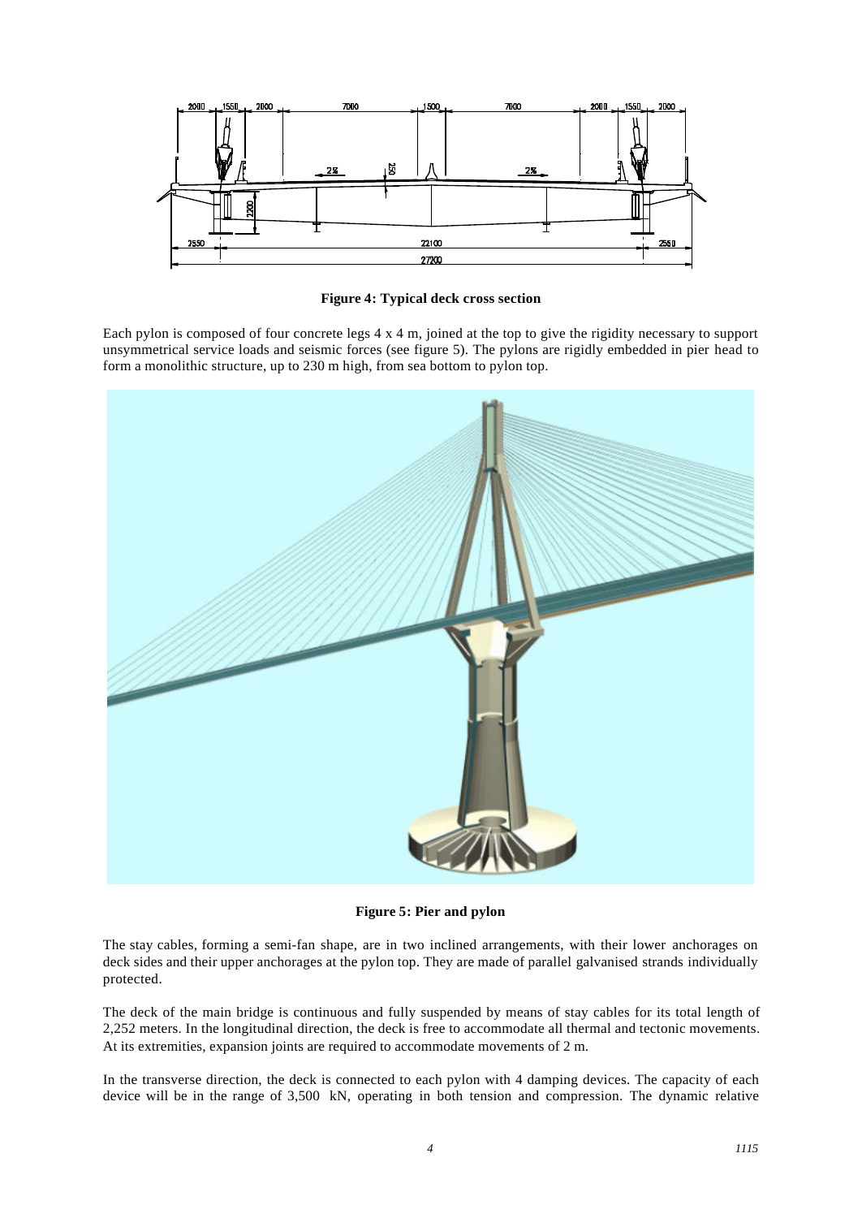**Figure 4: Typical deck cross section**

Each pylon is composed of four concrete legs 4 x 4 m, joined at the top to give the rigidity necessary to support unsymmetrical service loads and seismic forces (see figure 5). The pylons are rigidly embedded in pier head to form a monolithic structure, up to 230 m high, from sea bottom to pylon top.

**Figure 5: Pier and pylon**

The stay cables, forming a semi-fan shape, are in two inclined arrangements, with their lower anchorages on deck sides and their upper anchorages at the pylon top. They are made of parallel galvanised strands individually protected.

The deck of the main bridge is continuous and fully suspended by means of stay cables for its total length of 2,252 meters. In the longitudinal direction, the deck is free to accommodate all thermal and tectonic movements. At its extremities, expansion joints are required to accommodate movements of 2 m.

In the transverse direction, the deck is connected to each pylon with 4 damping devices. The capacity of each device will be in the range of 3,500 kN, operating in both tension and compression. The dynamic relative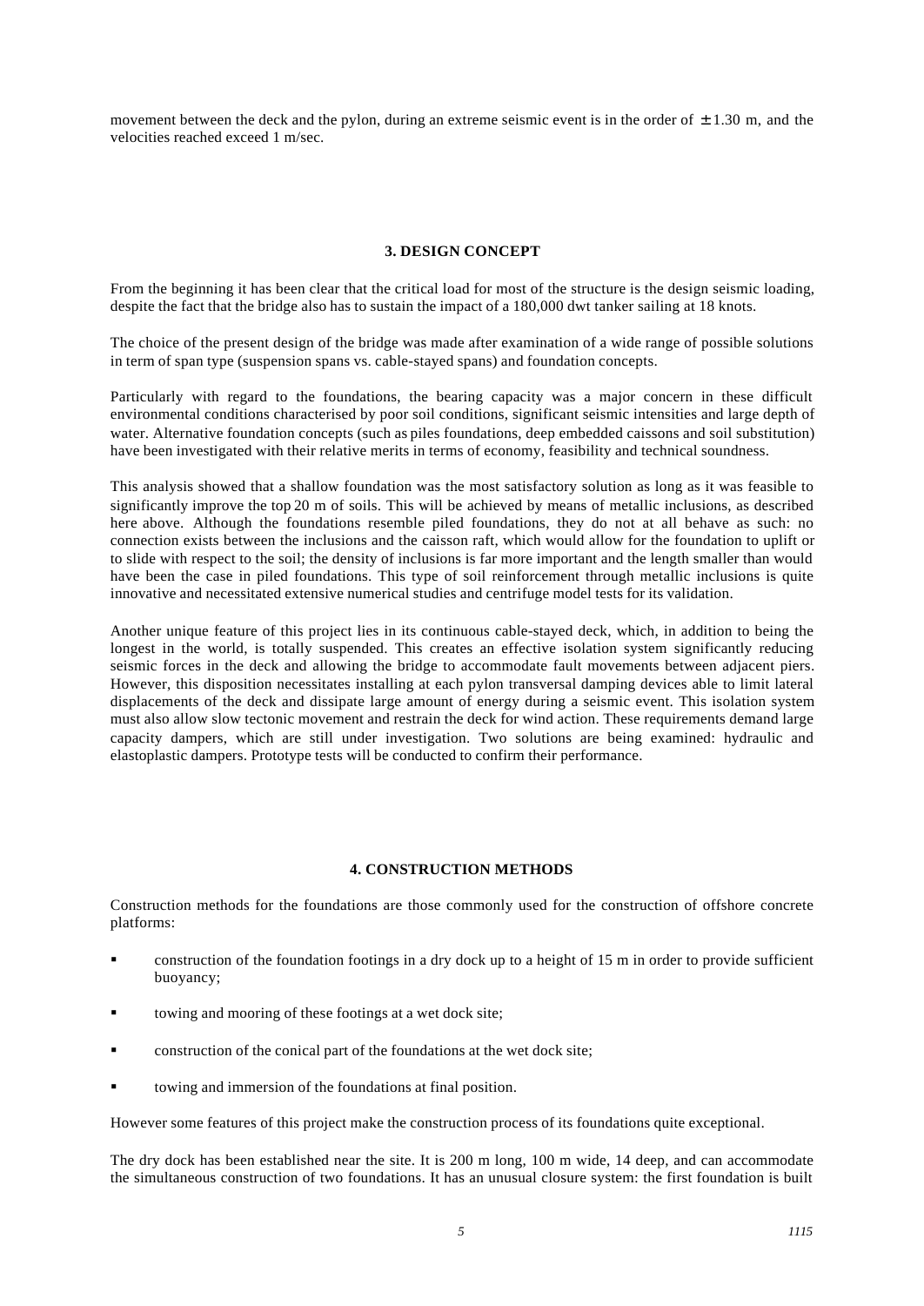movement between the deck and the pylon, during an extreme seismic event is in the order of $\pm 1.30$ m, and the velocities reached exceed 1 m/sec.

## 3. DESIGN CONCEPT

From the beginning it has been clear that the critical load for most of the structure is the design seismic loading, despite the fact that the bridge also has to sustain the impact of a 180,000 dwt tanker sailing at 18 knots.

The choice of the present design of the bridge was made after examination of a wide range of possible solutions in term of span type (suspension spans vs. cable-stayed spans) and foundation concepts.

Particularly with regard to the foundations, the bearing capacity was a major concern in these difficult environmental conditions characterised by poor soil conditions, significant seismic intensities and large depth of water. Alternative foundation concepts (such as piles foundations, deep embedded caissons and soil substitution) have been investigated with their relative merits in terms of economy, feasibility and technical soundness.

This analysis showed that a shallow foundation was the most satisfactory solution as long as it was feasible to significantly improve the top 20 m of soils. This will be achieved by means of metallic inclusions, as described here above. Although the foundations resemble piled foundations, they do not at all behave as such: no connection exists between the inclusions and the caisson raft, which would allow for the foundation to uplift or to slide with respect to the soil; the density of inclusions is far more important and the length smaller than would have been the case in piled foundations. This type of soil reinforcement through metallic inclusions is quite innovative and necessitated extensive numerical studies and centrifuge model tests for its validation.

Another unique feature of this project lies in its continuous cable-stayed deck, which, in addition to being the longest in the world, is totally suspended. This creates an effective isolation system significantly reducing seismic forces in the deck and allowing the bridge to accommodate fault movements between adjacent piers. However, this disposition necessitates installing at each pylon transversal damping devices able to limit lateral displacements of the deck and dissipate large amount of energy during a seismic event. This isolation system must also allow slow tectonic movement and restrain the deck for wind action. These requirements demand large capacity dampers, which are still under investigation. Two solutions are being examined: hydraulic and elastoplastic dampers. Prototype tests will be conducted to confirm their performance.

## 4. CONSTRUCTION METHODS

Construction methods for the foundations are those commonly used for the construction of offshore concrete platforms:

- construction of the foundation footings in a dry dock up to a height of 15 m in order to provide sufficient buoyancy;
- towing and mooring of these footings at a wet dock site;
- construction of the conical part of the foundations at the wet dock site;
- towing and immersion of the foundations at final position.

However some features of this project make the construction process of its foundations quite exceptional.

The dry dock has been established near the site. It is 200 m long, 100 m wide, 14 deep, and can accommodate the simultaneous construction of two foundations. It has an unusual closure system: the first foundation is built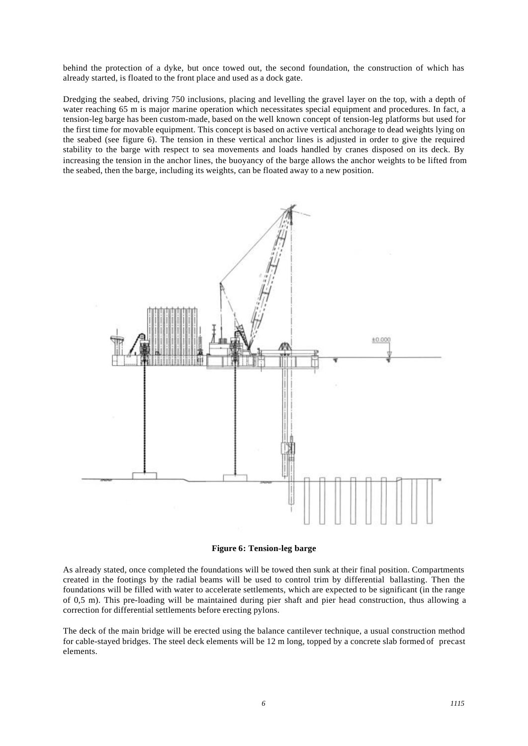behind the protection of a dyke, but once towed out, the second foundation, the construction of which has already started, is floated to the front place and used as a dock gate.

Dredging the seabed, driving 750 inclusions, placing and levelling the gravel layer on the top, with a depth of water reaching 65 m is major marine operation which necessitates special equipment and procedures. In fact, a tension-leg barge has been custom-made, based on the well known concept of tension-leg platforms but used for the first time for movable equipment. This concept is based on active vertical anchorage to dead weights lying on the seabed (see figure 6). The tension in these vertical anchor lines is adjusted in order to give the required stability to the barge with respect to sea movements and loads handled by cranes disposed on its deck. By increasing the tension in the anchor lines, the buoyancy of the barge allows the anchor weights to be lifted from the seabed, then the barge, including its weights, can be floated away to a new position.

**Figure 6: Tension-leg barge**

As already stated, once completed the foundations will be towed then sunk at their final position. Compartments created in the footings by the radial beams will be used to control trim by differential ballasting. Then the foundations will be filled with water to accelerate settlements, which are expected to be significant (in the range of 0,5 m). This pre-loading will be maintained during pier shaft and pier head construction, thus allowing a correction for differential settlements before erecting pylons.

The deck of the main bridge will be erected using the balance cantilever technique, a usual construction method for cable-stayed bridges. The steel deck elements will be 12 m long, topped by a concrete slab formed of precast elements.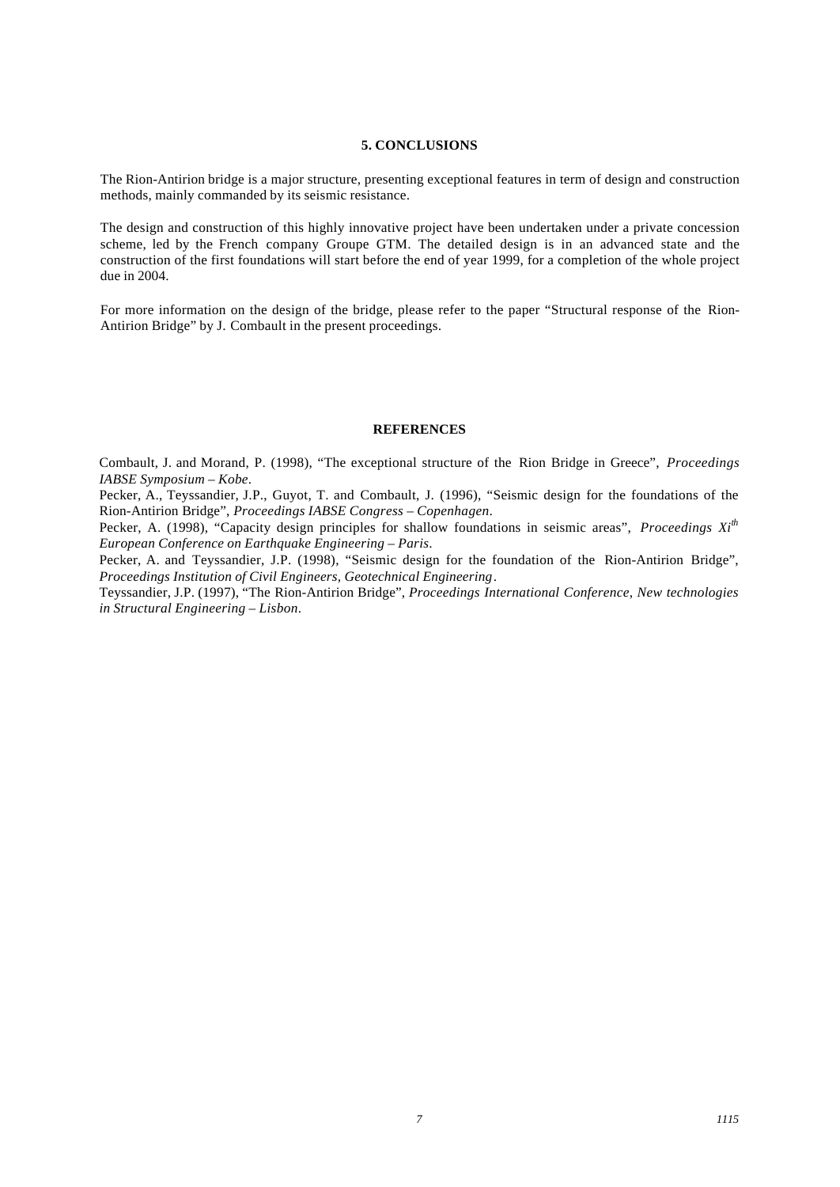## 5. CONCLUSIONS

The Rion-Antirion bridge is a major structure, presenting exceptional features in term of design and construction methods, mainly commanded by its seismic resistance.

The design and construction of this highly innovative project have been undertaken under a private concession scheme, led by the French company Groupe GTM. The detailed design is in an advanced state and the construction of the first foundations will start before the end of year 1999, for a completion of the whole project due in 2004.

For more information on the design of the bridge, please refer to the paper "Structural response of the Rion-Antirion Bridge" by J. Combault in the present proceedings.

## REFERENCES

Combault, J. and Morand, P. (1998), "The exceptional structure of the Rion Bridge in Greece", *Proceedings IABSE Symposium – Kobe*.

Pecker, A., Teyssandier, J.P., Guyot, T. and Combault, J. (1996), "Seismic design for the foundations of the Rion-Antirion Bridge", *Proceedings IABSE Congress – Copenhagen*.

Pecker, A. (1998), "Capacity design principles for shallow foundations in seismic areas", *Proceedings Xi[th] European Conference on Earthquake Engineering – Paris*.

Pecker, A. and Teyssandier, J.P. (1998), "Seismic design for the foundation of the Rion-Antirion Bridge", *Proceedings Institution of Civil Engineers, Geotechnical Engineering*.

Teyssandier, J.P. (1997), "The Rion-Antirion Bridge", *Proceedings International Conference, New technologies in Structural Engineering – Lisbon*.